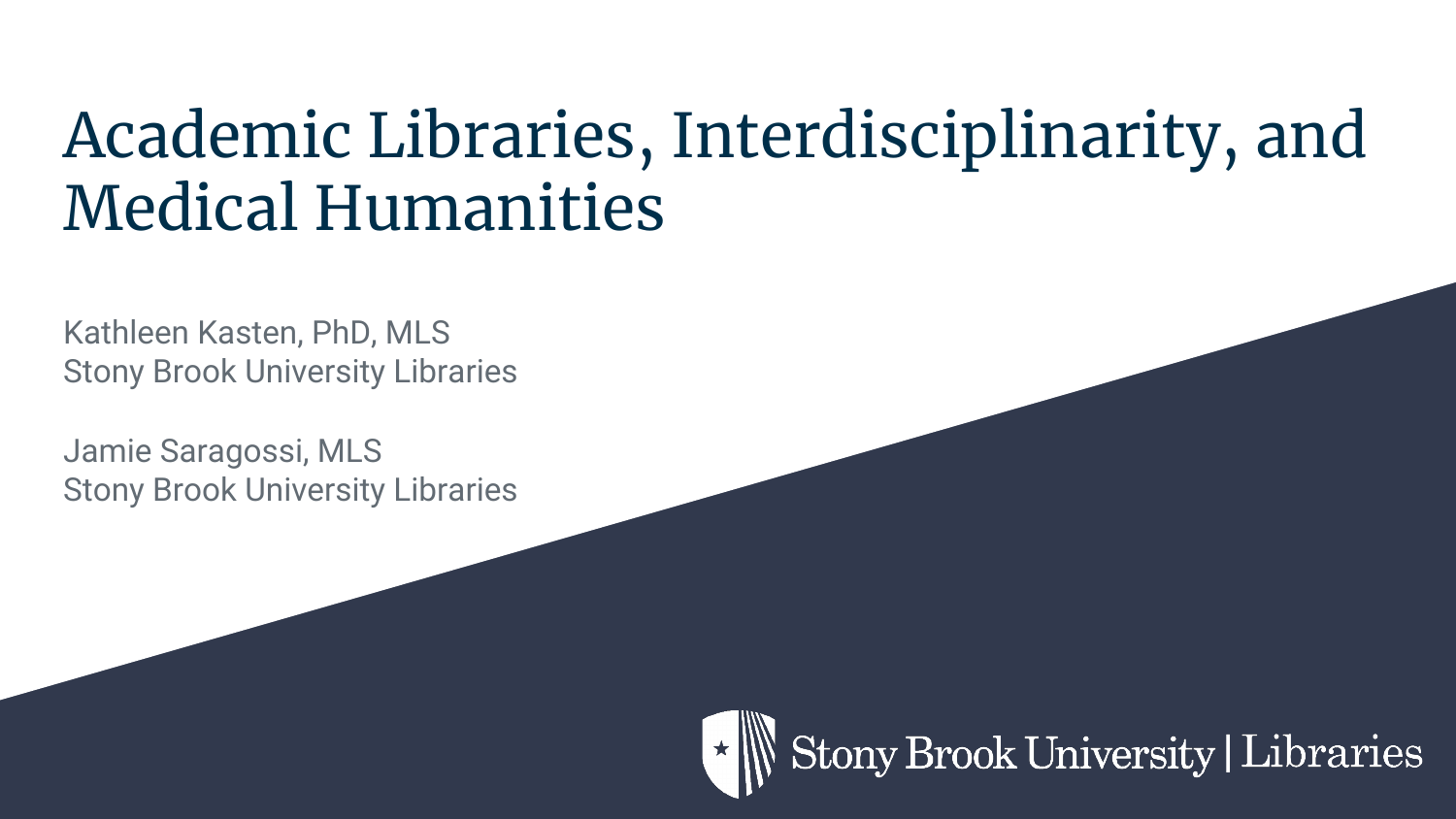# Academic Libraries, Interdisciplinarity, and Medical Humanities

Kathleen Kasten, PhD, MLS
Stony Brook University Libraries

Jamie Saragossi, MLS
Stony Brook University Libraries

Stony Brook University | Libraries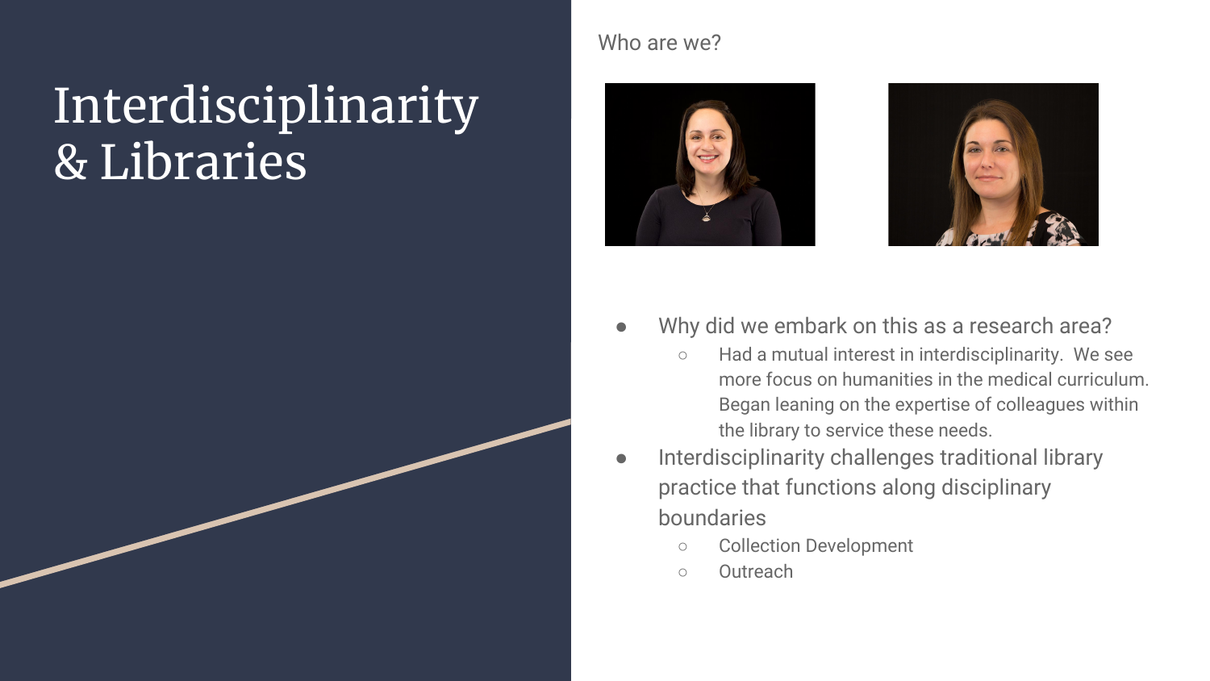# Interdisciplinarity & Libraries

Who are we?

- Why did we embark on this as a research area?
  - Had a mutual interest in interdisciplinarity. We see more focus on humanities in the medical curriculum. Began leaning on the expertise of colleagues within the library to service these needs.
- Interdisciplinarity challenges traditional library practice that functions along disciplinary boundaries
  - Collection Development
  - Outreach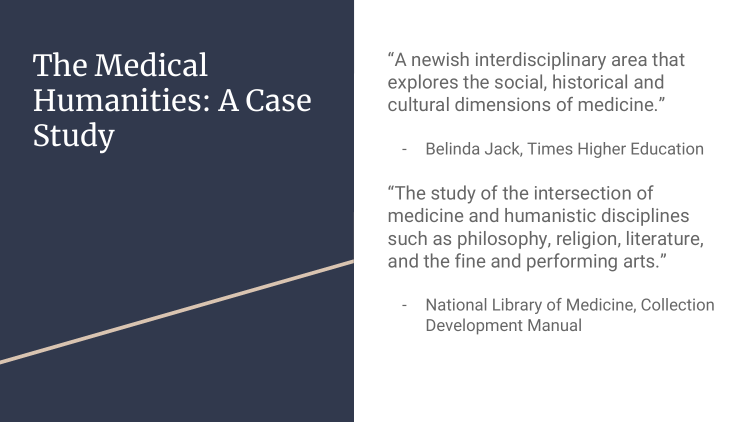# The Medical Humanities: A Case Study

"A newish interdisciplinary area that explores the social, historical and cultural dimensions of medicine."

- Belinda Jack, Times Higher Education

"The study of the intersection of medicine and humanistic disciplines such as philosophy, religion, literature, and the fine and performing arts."

- National Library of Medicine, Collection Development Manual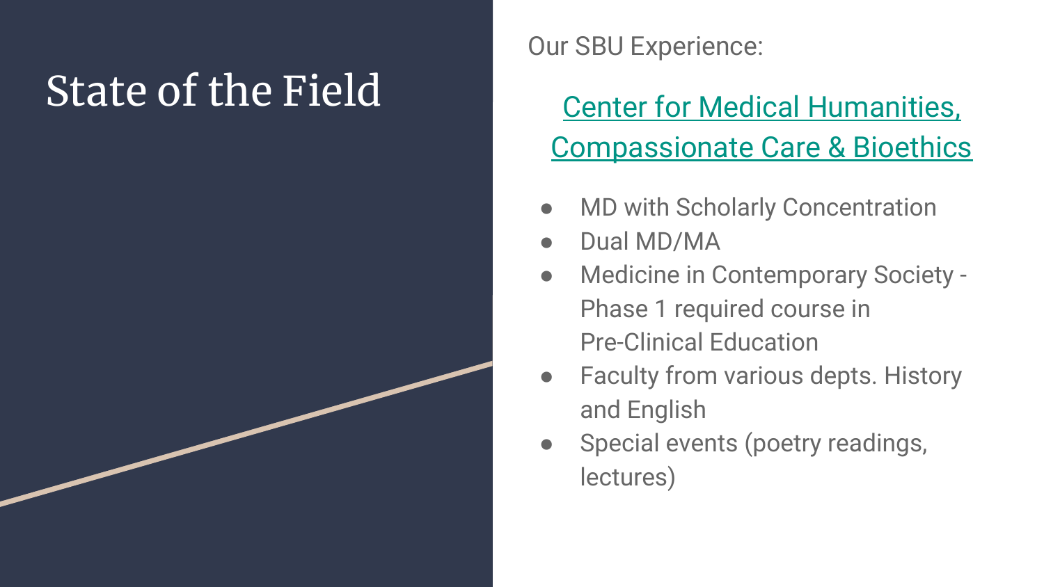# State of the Field

Our SBU Experience:

## Center for Medical Humanities, Compassionate Care & Bioethics

- MD with Scholarly Concentration
- Dual MD/MA
- Medicine in Contemporary Society - Phase 1 required course in Pre-Clinical Education
- Faculty from various depts. History and English
- Special events (poetry readings, lectures)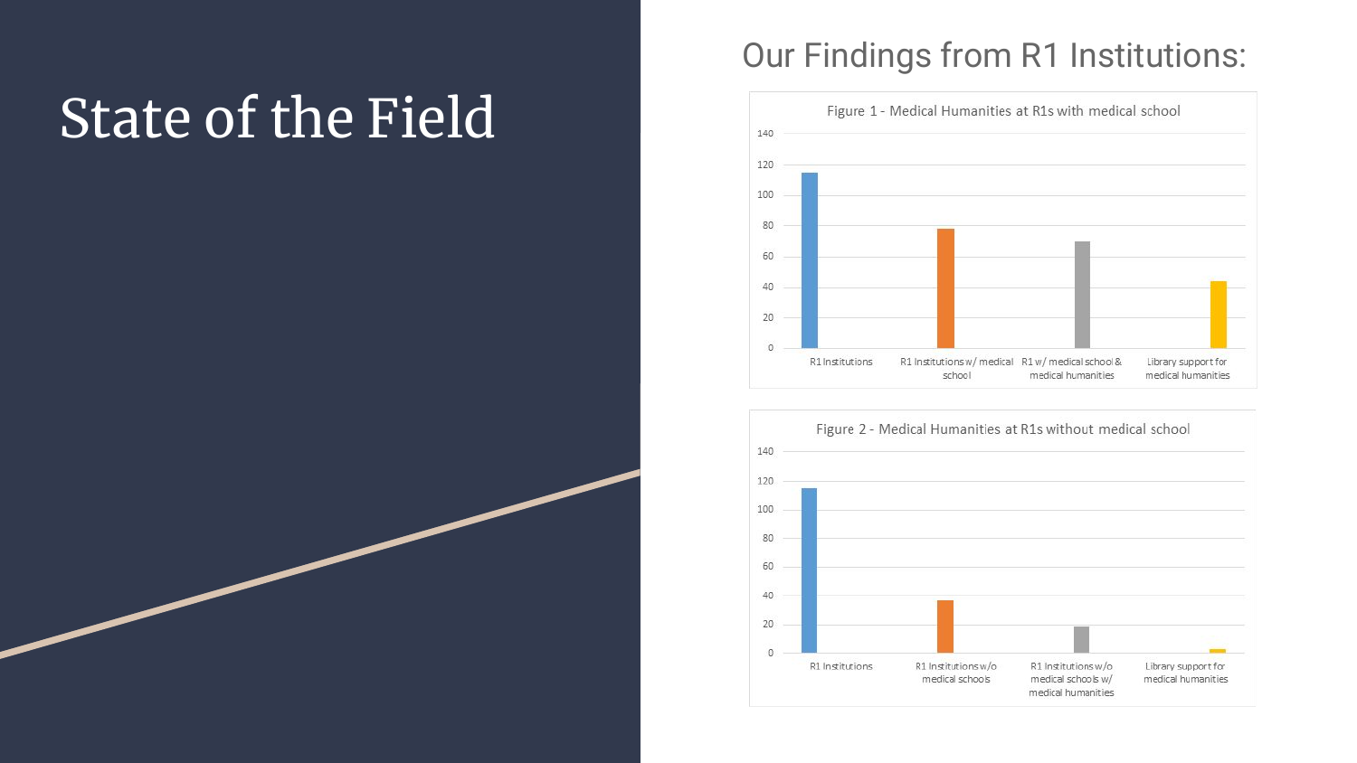# State of the Field

## Our Findings from R1 Institutions:

Figure 1 - Medical Humanities at R1s with medical school

| R1 Institutions | R1 Institutions w/ medical school | R1 w/ medical school & medical humanities | Library support for medical humanities |
|---|---|---|---|
| ~115 | ~78 | ~70 | ~44 |

Figure 2 - Medical Humanities at R1s without medical school

| R1 Institutions | R1 Institutions w/o medical schools | R1 Institutions w/o medical schools w/ medical humanities | Library support for medical humanities |
|---|---|---|---|
| ~115 | ~37 | ~18 | ~3 |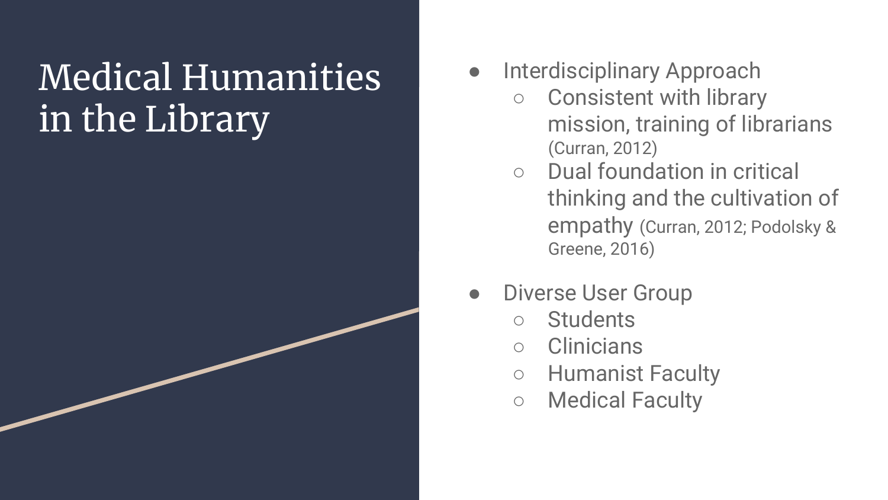# Medical Humanities in the Library

- Interdisciplinary Approach
  - Consistent with library mission, training of librarians (Curran, 2012)
  - Dual foundation in critical thinking and the cultivation of empathy (Curran, 2012; Podolsky & Greene, 2016)
- Diverse User Group
  - Students
  - Clinicians
  - Humanist Faculty
  - Medical Faculty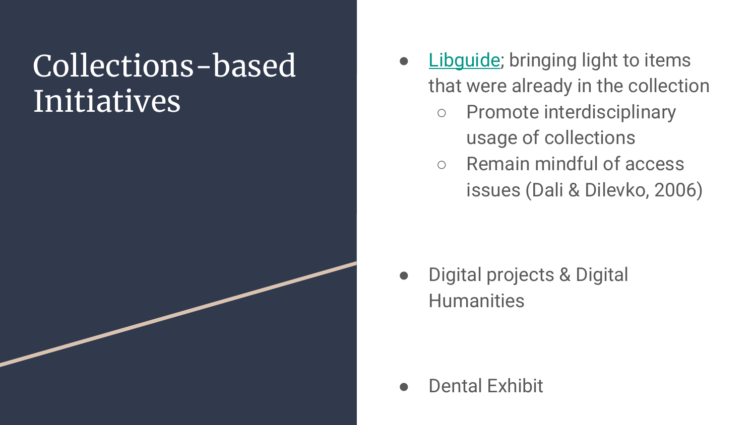# Collections-based Initiatives

- Libguide; bringing light to items that were already in the collection
  - Promote interdisciplinary usage of collections
  - Remain mindful of access issues (Dali & Dilevko, 2006)
- Digital projects & Digital Humanities
- Dental Exhibit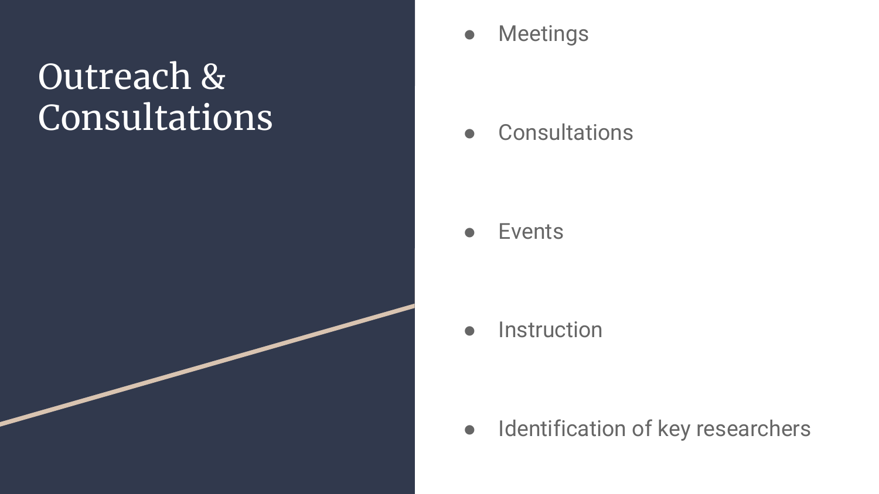# Outreach & Consultations

- Meetings
- Consultations
- Events
- Instruction
- Identification of key researchers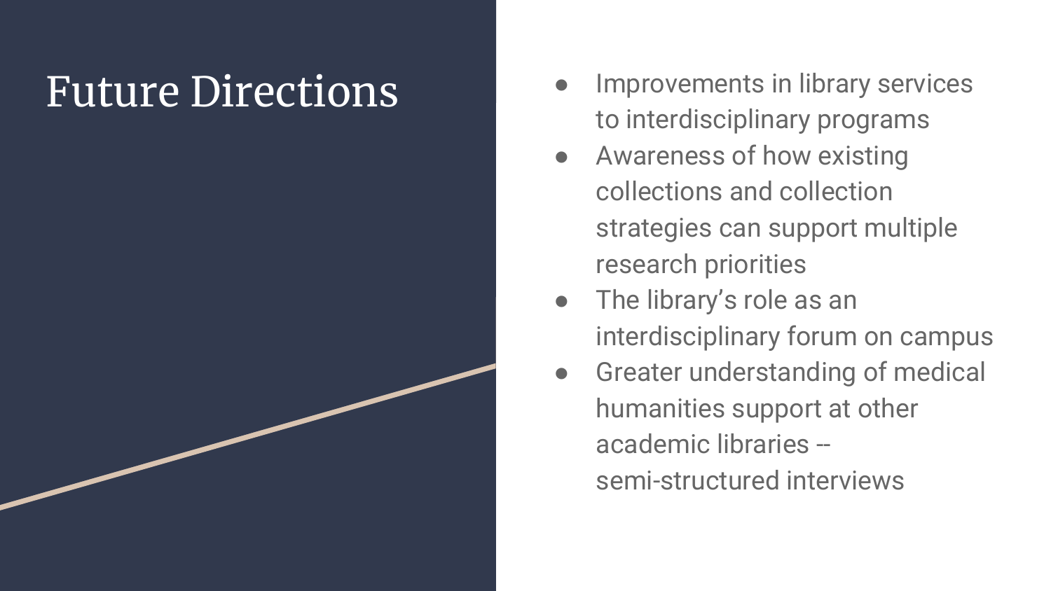# Future Directions

- Improvements in library services to interdisciplinary programs
- Awareness of how existing collections and collection strategies can support multiple research priorities
- The library's role as an interdisciplinary forum on campus
- Greater understanding of medical humanities support at other academic libraries -- semi-structured interviews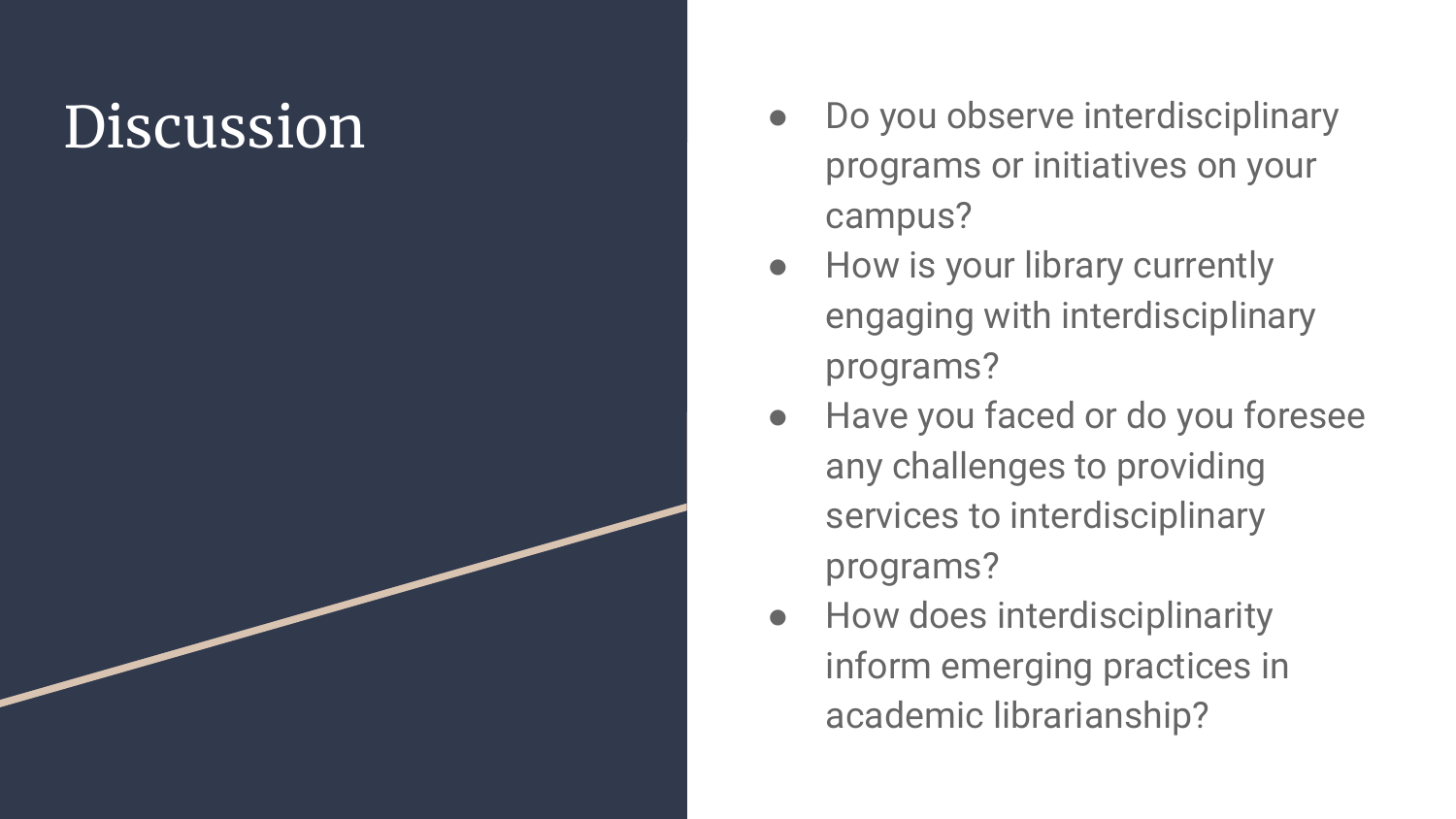# Discussion

- Do you observe interdisciplinary programs or initiatives on your campus?
- How is your library currently engaging with interdisciplinary programs?
- Have you faced or do you foresee any challenges to providing services to interdisciplinary programs?
- How does interdisciplinarity inform emerging practices in academic librarianship?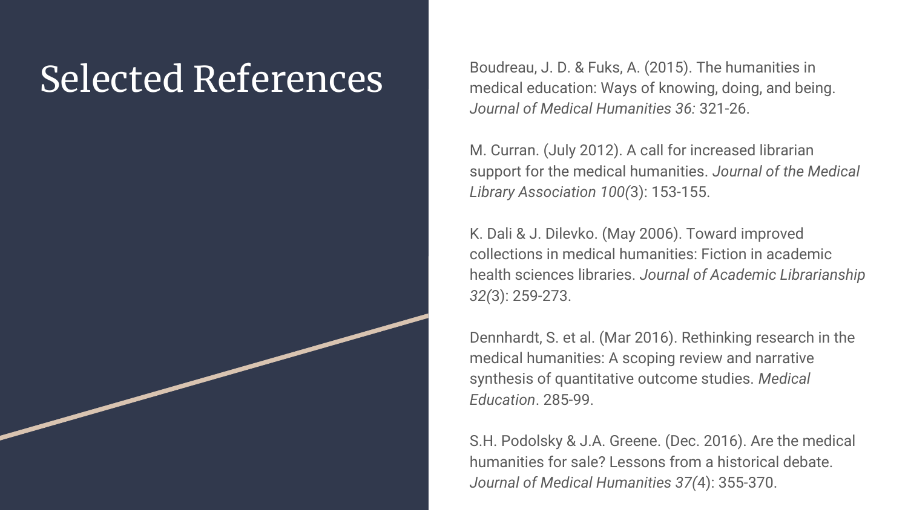# Selected References

Boudreau, J. D. & Fuks, A. (2015). The humanities in medical education: Ways of knowing, doing, and being. *Journal of Medical Humanities 36:* 321-26.

M. Curran. (July 2012). A call for increased librarian support for the medical humanities. *Journal of the Medical Library Association 100(*3): 153-155.

K. Dali & J. Dilevko. (May 2006). Toward improved collections in medical humanities: Fiction in academic health sciences libraries. *Journal of Academic Librarianship 32(*3): 259-273.

Dennhardt, S. et al. (Mar 2016). Rethinking research in the medical humanities: A scoping review and narrative synthesis of quantitative outcome studies. *Medical Education*. 285-99.

S.H. Podolsky & J.A. Greene. (Dec. 2016). Are the medical humanities for sale? Lessons from a historical debate. *Journal of Medical Humanities 37(*4): 355-370.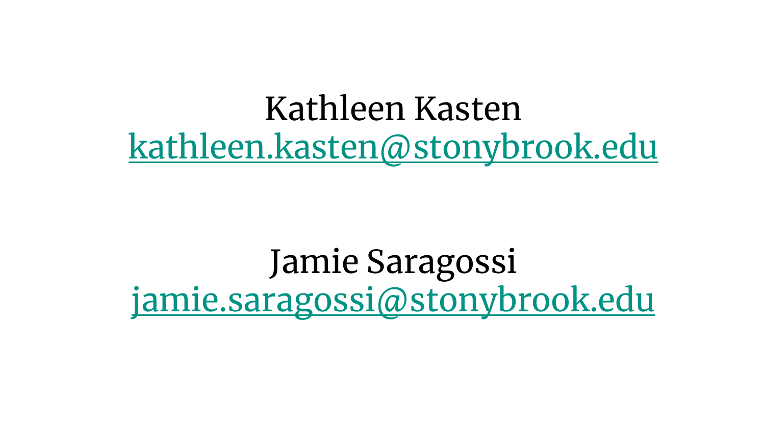Kathleen Kasten
[kathleen.kasten@stonybrook.edu](mailto:kathleen.kasten@stonybrook.edu)

Jamie Saragossi
[jamie.saragossi@stonybrook.edu](mailto:jamie.saragossi@stonybrook.edu)